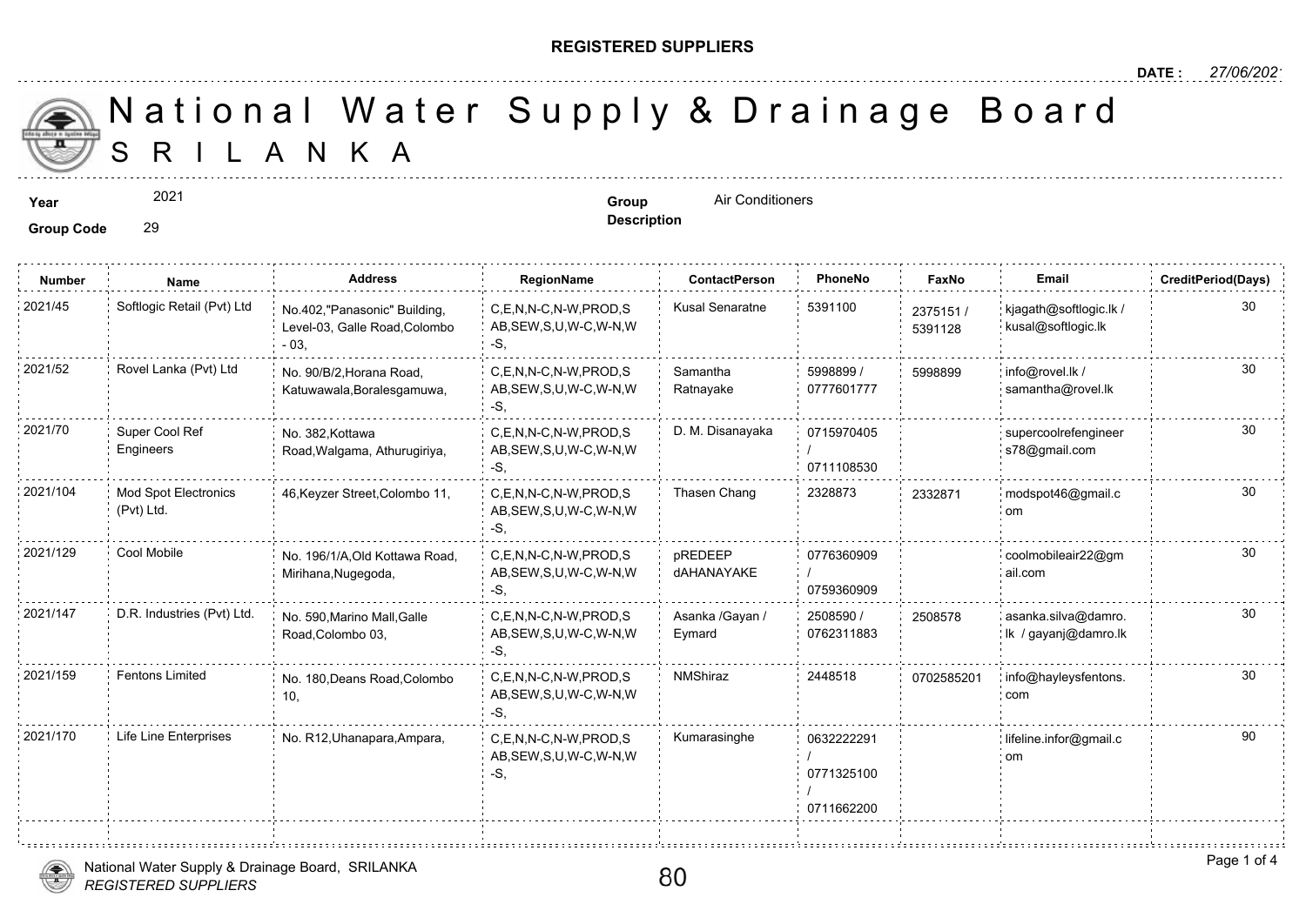**REGISTERED SUPPLIERS**

**DATE :** 27/06/2021

# National Water Supply & Drainage Board
# SRILANKA

**Year** 2021

**Group Code** 29

**Group Description** Air Conditioners

| Number | Name | Address | RegionName | ContactPerson | PhoneNo | FaxNo | Email | CreditPeriod(Days) |
|---|---|---|---|---|---|---|---|---|
| 2021/45 | Softlogic Retail (Pvt) Ltd | No.402,"Panasonic" Building, Level-03, Galle Road,Colombo - 03, | C,E,N,N-C,N-W,PROD,SAB,SEW,S,U,W-C,W-N,W-S, | Kusal Senaratne | 5391100 | 2375151 / 5391128 | kjagath@softlogic.lk / kusal@softlogic.lk | 30 |
| 2021/52 | Rovel Lanka (Pvt) Ltd | No. 90/B/2,Horana Road, Katuwawala,Boralesgamuwa, | C,E,N,N-C,N-W,PROD,SAB,SEW,S,U,W-C,W-N,W-S, | Samantha Ratnayake | 5998899 / 0777601777 | 5998899 | info@rovel.lk / samantha@rovel.lk | 30 |
| 2021/70 | Super Cool Ref Engineers | No. 382,Kottawa Road,Walgama, Athurugiriya, | C,E,N,N-C,N-W,PROD,SAB,SEW,S,U,W-C,W-N,W-S, | D. M. Disanayaka | 0715970405 / 0711108530 | | supercoolrefengineers78@gmail.com | 30 |
| 2021/104 | Mod Spot Electronics (Pvt) Ltd. | 46,Keyzer Street,Colombo 11, | C,E,N,N-C,N-W,PROD,SAB,SEW,S,U,W-C,W-N,W-S, | Thasen Chang | 2328873 | 2332871 | modspot46@gmail.com | 30 |
| 2021/129 | Cool Mobile | No. 196/1/A,Old Kottawa Road, Mirihana,Nugegoda, | C,E,N,N-C,N-W,PROD,SAB,SEW,S,U,W-C,W-N,W-S, | pREDEEP dAHANAYAKE | 0776360909 / 0759360909 | | coolmobileair22@gmail.com | 30 |
| 2021/147 | D.R. Industries (Pvt) Ltd. | No. 590,Marino Mall,Galle Road,Colombo 03, | C,E,N,N-C,N-W,PROD,SAB,SEW,S,U,W-C,W-N,W-S, | Asanka /Gayan / Eymard | 2508590 / 0762311883 | 2508578 | asanka.silva@damro.lk / gayanj@damro.lk | 30 |
| 2021/159 | Fentons Limited | No. 180,Deans Road,Colombo 10, | C,E,N,N-C,N-W,PROD,SAB,SEW,S,U,W-C,W-N,W-S, | NMShiraz | 2448518 | 0702585201 | info@hayleysfentons.com | 30 |
| 2021/170 | Life Line Enterprises | No. R12,Uhanapara,Ampara, | C,E,N,N-C,N-W,PROD,SAB,SEW,S,U,W-C,W-N,W-S, | Kumarasinghe | 0632222291 / 0771325100 / 0711662200 | | lifeline.infor@gmail.com | 90 |

80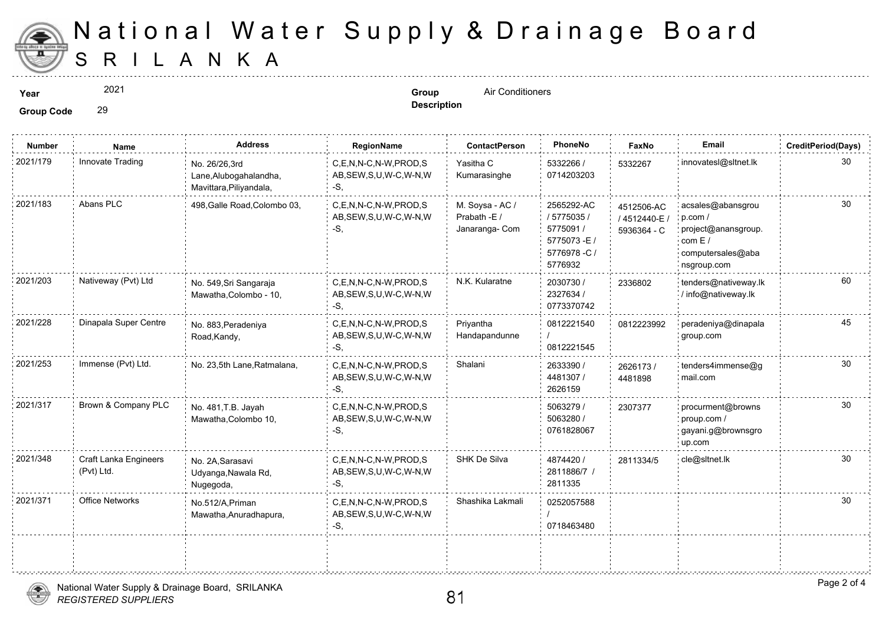# National Water Supply & Drainage Board
## SRI LANKA

**Year** 2021

**Group Code** 29

**Group Description** Air Conditioners

| Number | Name | Address | RegionName | ContactPerson | PhoneNo | FaxNo | Email | CreditPeriod(Days) |
|---|---|---|---|---|---|---|---|---|
| 2021/179 | Innovate Trading | No. 26/26,3rd Lane,Alubogahalandha, Mavittara,Piliyandala, | C,E,N,N-C,N-W,PROD,SAB,SEW,S,U,W-C,W-N,W-S, | Yasitha C Kumarasinghe | 5332266 / 0714203203 | 5332267 | innovatesl@sltnet.lk | 30 |
| 2021/183 | Abans PLC | 498,Galle Road,Colombo 03, | C,E,N,N-C,N-W,PROD,SAB,SEW,S,U,W-C,W-N,W-S, | M. Soysa - AC / Prabath -E / Janaranga- Com | 2565292-AC / 5775035 / 5775091 / 5775073 -E / 5776978 -C / 5776932 | 4512506-AC / 4512440-E / 5936364 - C | acsales@abansgroup.com / project@anansgroup.com E / computersales@abansgroup.com | 30 |
| 2021/203 | Nativeway (Pvt) Ltd | No. 549,Sri Sangaraja Mawatha,Colombo - 10, | C,E,N,N-C,N-W,PROD,SAB,SEW,S,U,W-C,W-N,W-S, | N.K. Kularatne | 2030730 / 2327634 / 0773370742 | 2336802 | tenders@nativeway.lk / info@nativeway.lk | 60 |
| 2021/228 | Dinapala Super Centre | No. 883,Peradeniya Road,Kandy, | C,E,N,N-C,N-W,PROD,SAB,SEW,S,U,W-C,W-N,W-S, | Priyantha Handapandunne | 0812221540 / 0812221545 | 0812223992 | peradeniya@dinapalagroup.com | 45 |
| 2021/253 | Immense (Pvt) Ltd. | No. 23,5th Lane,Ratmalana, | C,E,N,N-C,N-W,PROD,SAB,SEW,S,U,W-C,W-N,W-S, | Shalani | 2633390 / 4481307 / 2626159 | 2626173 / 4481898 | tenders4immense@gmail.com | 30 |
| 2021/317 | Brown & Company PLC | No. 481,T.B. Jayah Mawatha,Colombo 10, | C,E,N,N-C,N-W,PROD,SAB,SEW,S,U,W-C,W-N,W-S, | | 5063279 / 5063280 / 0761828067 | 2307377 | procurment@brownsproup.com / gayani.g@brownsgroup.com | 30 |
| 2021/348 | Craft Lanka Engineers (Pvt) Ltd. | No. 2A,Sarasavi Udyanga,Nawala Rd, Nugegoda, | C,E,N,N-C,N-W,PROD,SAB,SEW,S,U,W-C,W-N,W-S, | SHK De Silva | 4874420 / 2811886/7 / 2811335 | 2811334/5 | cle@sltnet.lk | 30 |
| 2021/371 | Office Networks | No.512/A,Priman Mawatha,Anuradhapura, | C,E,N,N-C,N-W,PROD,SAB,SEW,S,U,W-C,W-N,W-S, | Shashika Lakmali | 0252057588 / 0718463480 | | | 30 |

National Water Supply & Drainage Board, SRILANKA
*REGISTERED SUPPLIERS*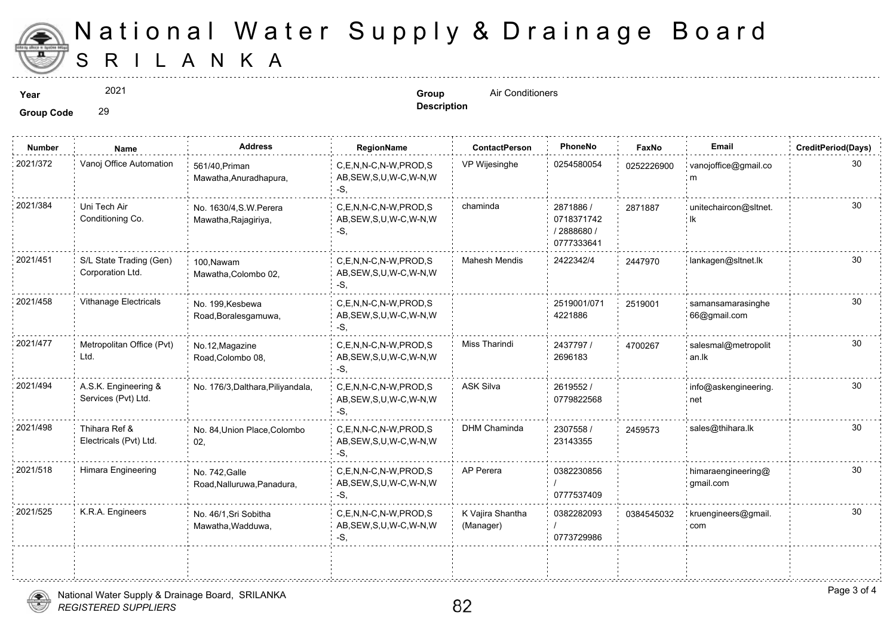# National Water Supply & Drainage Board
## SRI LANKA

**Year** 2021

**Group Code** 29

**Group Description** Air Conditioners

| Number | Name | Address | RegionName | ContactPerson | PhoneNo | FaxNo | Email | CreditPeriod(Days) |
|---|---|---|---|---|---|---|---|---|
| 2021/372 | Vanoj Office Automation | 561/40,Priman Mawatha,Anuradhapura, | C,E,N,N-C,N-W,PROD,SAB,SEW,S,U,W-C,W-N,W-S, | VP Wijesinghe | 0254580054 | 0252226900 | vanojoffice@gmail.com | 30 |
| 2021/384 | Uni Tech Air Conditioning Co. | No. 1630/4,S.W.Perera Mawatha,Rajagiriya, | C,E,N,N-C,N-W,PROD,SAB,SEW,S,U,W-C,W-N,W-S, | chaminda | 2871886 / 0718371742 / 2888680 / 0777333641 | 2871887 | unitechaircon@sltnet.lk | 30 |
| 2021/451 | S/L State Trading (Gen) Corporation Ltd. | 100,Nawam Mawatha,Colombo 02, | C,E,N,N-C,N-W,PROD,SAB,SEW,S,U,W-C,W-N,W-S, | Mahesh Mendis | 2422342/4 | 2447970 | lankagen@sltnet.lk | 30 |
| 2021/458 | Vithanage Electricals | No. 199,Kesbewa Road,Boralesgamuwa, | C,E,N,N-C,N-W,PROD,SAB,SEW,S,U,W-C,W-N,W-S, | | 2519001/0714221886 | 2519001 | samansamarasinghe66@gmail.com | 30 |
| 2021/477 | Metropolitan Office (Pvt) Ltd. | No.12,Magazine Road,Colombo 08, | C,E,N,N-C,N-W,PROD,SAB,SEW,S,U,W-C,W-N,W-S, | Miss Tharindi | 2437797 / 2696183 | 4700267 | salesmal@metropolitan.lk | 30 |
| 2021/494 | A.S.K. Engineering & Services (Pvt) Ltd. | No. 176/3,Dalthara,Piliyandala, | C,E,N,N-C,N-W,PROD,SAB,SEW,S,U,W-C,W-N,W-S, | ASK Silva | 2619552 / 0779822568 | | info@askengineering.net | 30 |
| 2021/498 | Thihara Ref & Electricals (Pvt) Ltd. | No. 84,Union Place,Colombo 02, | C,E,N,N-C,N-W,PROD,SAB,SEW,S,U,W-C,W-N,W-S, | DHM Chaminda | 2307558 / 23143355 | 2459573 | sales@thihara.lk | 30 |
| 2021/518 | Himara Engineering | No. 742,Galle Road,Nalluruwa,Panadura, | C,E,N,N-C,N-W,PROD,SAB,SEW,S,U,W-C,W-N,W-S, | AP Perera | 0382230856 / 0777537409 | | himaraengineering@gmail.com | 30 |
| 2021/525 | K.R.A. Engineers | No. 46/1,Sri Sobitha Mawatha,Wadduwa, | C,E,N,N-C,N-W,PROD,SAB,SEW,S,U,W-C,W-N,W-S, | K Vajira Shantha (Manager) | 0382282093 / 0773729986 | 0384545032 | kruengineers@gmail.com | 30 |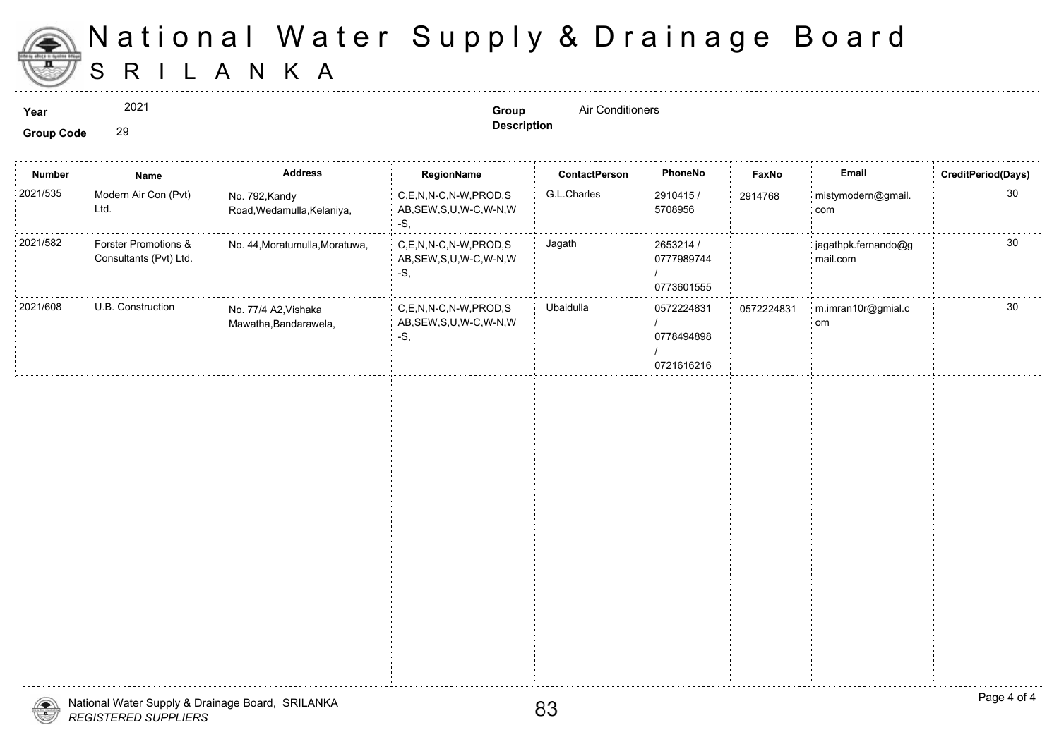# National Water Supply & Drainage Board
## SRILANKA

**Year** 2021

**Group Code** 29

**Group Description** Air Conditioners

| Number | Name | Address | RegionName | ContactPerson | PhoneNo | FaxNo | Email | CreditPeriod(Days) |
|---|---|---|---|---|---|---|---|---|
| 2021/535 | Modern Air Con (Pvt) Ltd. | No. 792,Kandy Road,Wedamulla,Kelaniya, | C,E,N,N-C,N-W,PROD,SAB,SEW,S,U,W-C,W-N,W-S, | G.L.Charles | 2910415 / 5708956 | 2914768 | mistymodern@gmail.com | 30 |
| 2021/582 | Forster Promotions & Consultants (Pvt) Ltd. | No. 44,Moratumulla,Moratuwa, | C,E,N,N-C,N-W,PROD,SAB,SEW,S,U,W-C,W-N,W-S, | Jagath | 2653214 / 0777989744 / 0773601555 | | jagathpk.fernando@gmail.com | 30 |
| 2021/608 | U.B. Construction | No. 77/4 A2,Vishaka Mawatha,Bandarawela, | C,E,N,N-C,N-W,PROD,SAB,SEW,S,U,W-C,W-N,W-S, | Ubaidulla | 0572224831 / 0778494898 / 0721616216 | 0572224831 | m.imran10r@gmial.com | 30 |

National Water Supply & Drainage Board, SRILANKA
*REGISTERED SUPPLIERS*